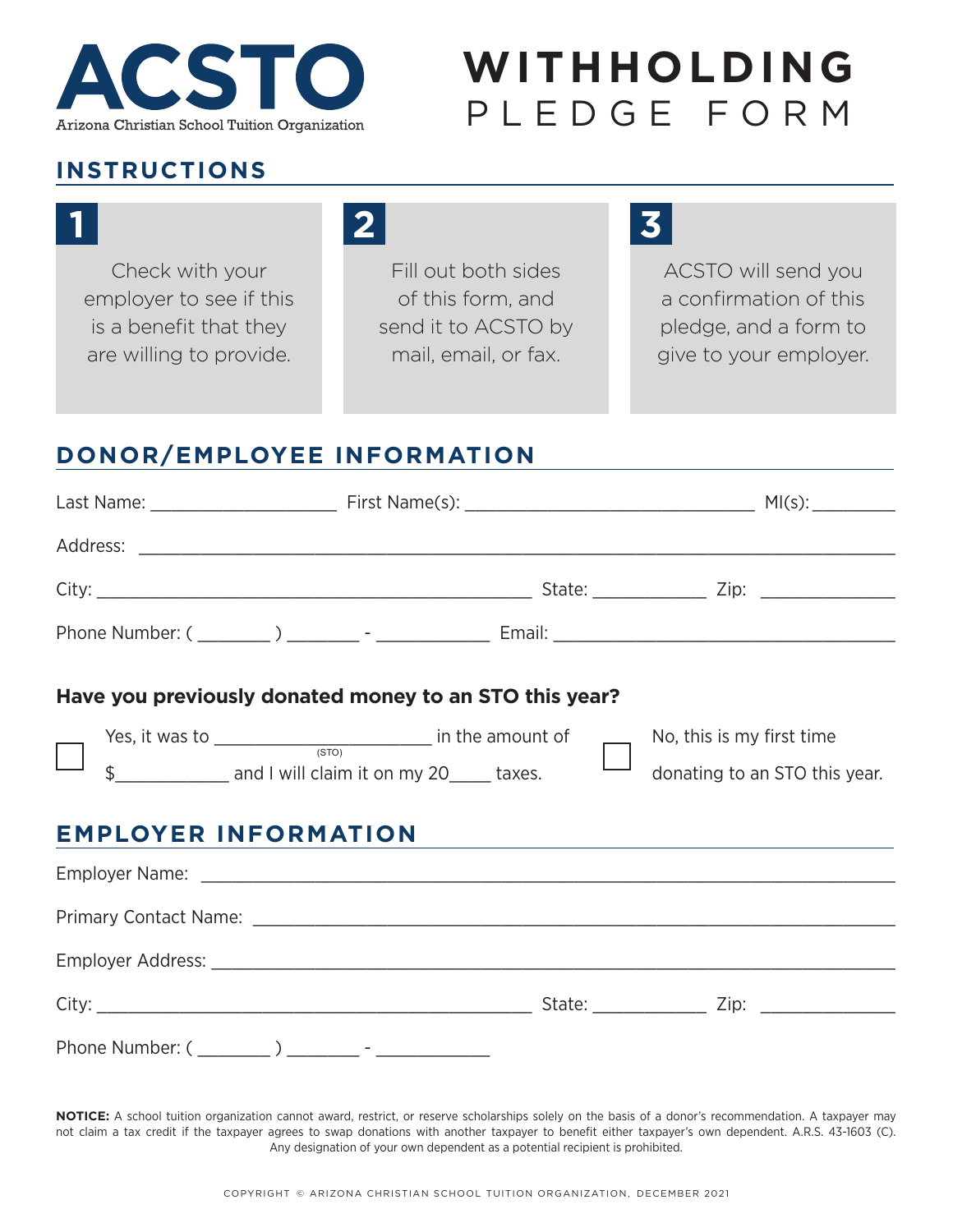# ACSTO

Arizona Christian School Tuition Organization

# WITHHOLDING PLEDGE FORM

## INSTRUCTIONS

**1**

Check with your employer to see if this is a benefit that they are willing to provide.

**2**

Fill out both sides of this form, and send it to ACSTO by mail, email, or fax.

**3**

ACSTO will send you a confirmation of this pledge, and a form to give to your employer.

## DONOR/EMPLOYEE INFORMATION

Last Name: ___________________ First Name(s): ______________________________ MI(s): ________

Address: ___________________________________________________________________________

City: ______________________________________________ State: ___________ Zip: ______________

Phone Number: ( _______ ) _______ - ___________ Email: ___________________________________

**Have you previously donated money to an STO this year?**

☐ Yes, it was to ______________________ (STO) in the amount of $___________ and I will claim it on my 20____ taxes.

☐ No, this is my first time donating to an STO this year.

## EMPLOYER INFORMATION

Employer Name: ______________________________________________________________________

Primary Contact Name: ________________________________________________________________

Employer Address: ____________________________________________________________________

City: ______________________________________________ State: ___________ Zip: ______________

Phone Number: ( _______ ) _______ - ___________

**NOTICE:** A school tuition organization cannot award, restrict, or reserve scholarships solely on the basis of a donor's recommendation. A taxpayer may not claim a tax credit if the taxpayer agrees to swap donations with another taxpayer to benefit either taxpayer's own dependent. A.R.S. 43-1603 (C). Any designation of your own dependent as a potential recipient is prohibited.

COPYRIGHT © ARIZONA CHRISTIAN SCHOOL TUITION ORGANIZATION, DECEMBER 2021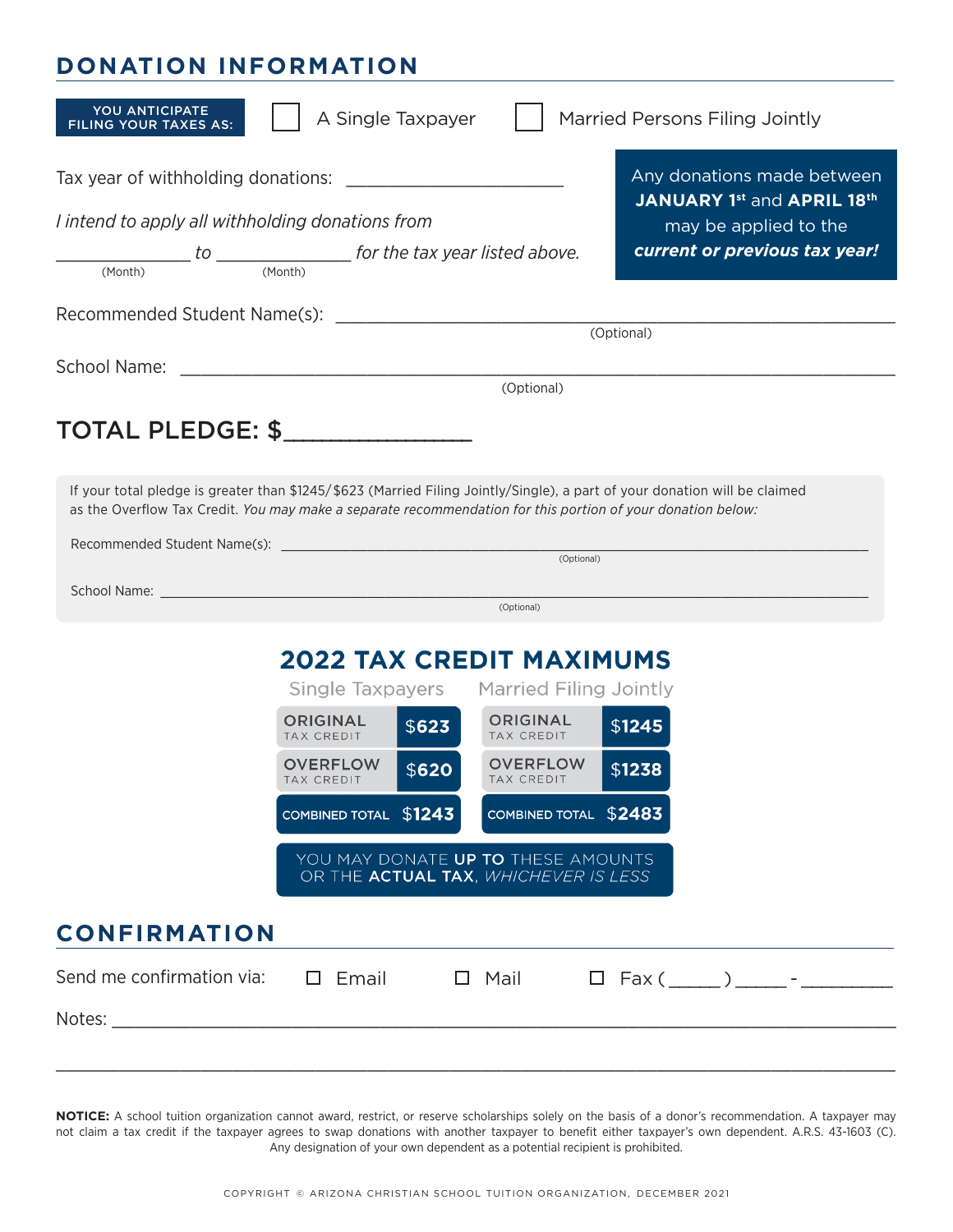## DONATION INFORMATION

**YOU ANTICIPATE FILING YOUR TAXES AS:** ☐ A Single Taxpayer ☐ Married Persons Filing Jointly

Tax year of withholding donations: ______________________

*I intend to apply all withholding donations from*

______________ *to* ______________ *for the tax year listed above.*
(Month) (Month)

Any donations made between **JANUARY 1st** and **APRIL 18th** may be applied to the ***current or previous tax year!***

Recommended Student Name(s): ______________________________________________________
(Optional)

School Name: ______________________________________________________
(Optional)

## TOTAL PLEDGE: $______________

If your total pledge is greater than $1245/$623 (Married Filing Jointly/Single), a part of your donation will be claimed as the Overflow Tax Credit. *You may make a separate recommendation for this portion of your donation below:*

Recommended Student Name(s): ______________________________________________________
(Optional)

School Name: ______________________________________________________
(Optional)

## 2022 TAX CREDIT MAXIMUMS

| | Single Taxpayers | Married Filing Jointly |
|---|---|---|
| ORIGINAL TAX CREDIT | $623 | $1245 |
| OVERFLOW TAX CREDIT | $620 | $1238 |
| COMBINED TOTAL | $1243 | $2483 |

YOU MAY DONATE **UP TO** THESE AMOUNTS OR THE **ACTUAL TAX**, *WHICHEVER IS LESS*

## CONFIRMATION

Send me confirmation via: ☐ Email ☐ Mail ☐ Fax (_____) _____ - _________

Notes: ______________________________________________________

______________________________________________________

**NOTICE:** A school tuition organization cannot award, restrict, or reserve scholarships solely on the basis of a donor's recommendation. A taxpayer may not claim a tax credit if the taxpayer agrees to swap donations with another taxpayer to benefit either taxpayer's own dependent. A.R.S. 43-1603 (C). Any designation of your own dependent as a potential recipient is prohibited.

COPYRIGHT © ARIZONA CHRISTIAN SCHOOL TUITION ORGANIZATION, DECEMBER 2021